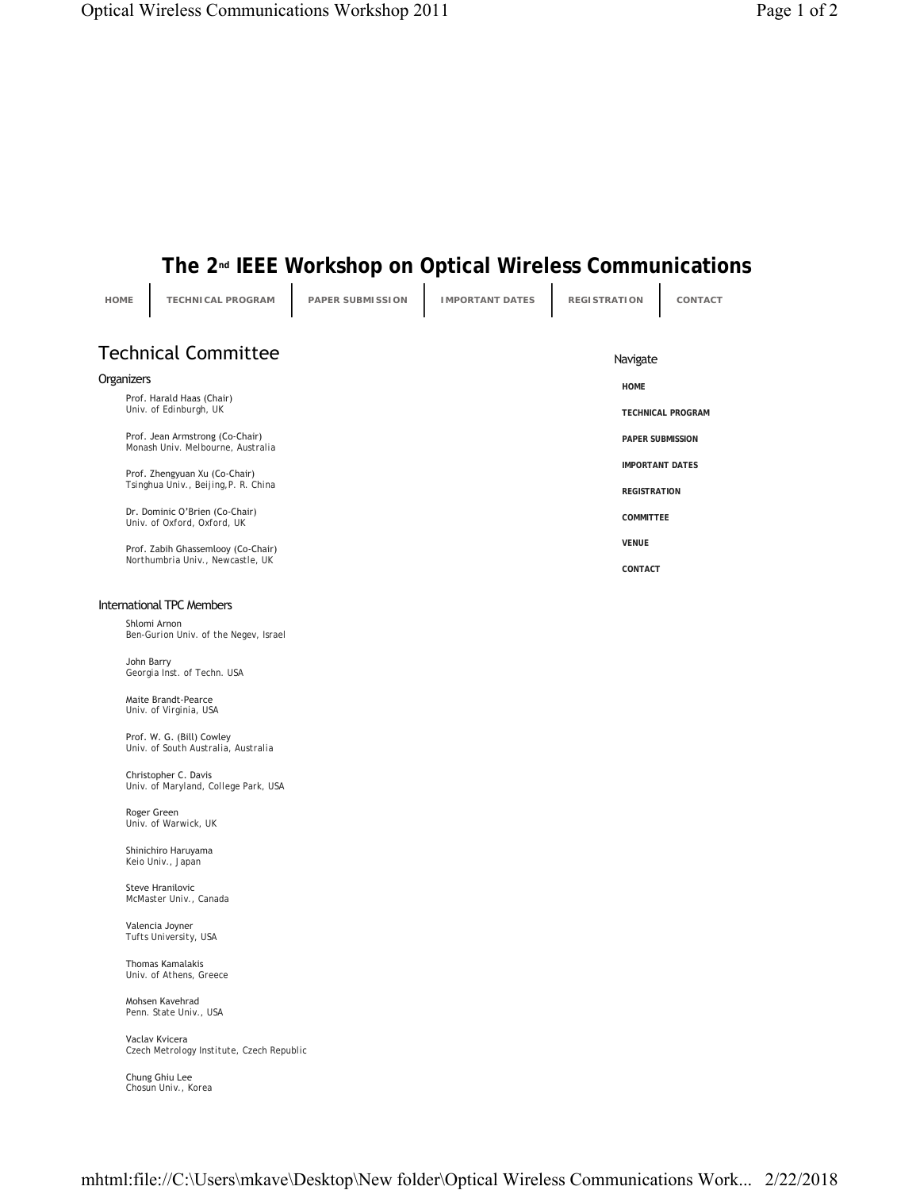# The 2nd IEEE Workshop on Optical Wireless Communications

HOME | TECHNICAL PROGRAM | PAPER SUBMISSION | IMPORTANT DATES | REGISTRATION | CONTACT

## Technical Committee

### Organizers

Prof. Harald Haas (Chair)
Univ. of Edinburgh, UK

Prof. Jean Armstrong (Co-Chair)
Monash Univ. Melbourne, Australia

Prof. Zhengyuan Xu (Co-Chair)
Tsinghua Univ., Beijing,P. R. China

Dr. Dominic O'Brien (Co-Chair)
Univ. of Oxford, Oxford, UK

Prof. Zabih Ghassemlooy (Co-Chair)
Northumbria Univ., Newcastle, UK

### International TPC Members

Shlomi Arnon
Ben-Gurion Univ. of the Negev, Israel

John Barry
Georgia Inst. of Techn. USA

Maite Brandt-Pearce
Univ. of Virginia, USA

Prof. W. G. (Bill) Cowley
Univ. of South Australia, Australia

Christopher C. Davis
Univ. of Maryland, College Park, USA

Roger Green
Univ. of Warwick, UK

Shinichiro Haruyama
Keio Univ., Japan

Steve Hranilovic
McMaster Univ., Canada

Valencia Joyner
Tufts University, USA

Thomas Kamalakis
Univ. of Athens, Greece

Mohsen Kavehrad
Penn. State Univ., USA

Vaclav Kvicera
Czech Metrology Institute, Czech Republic

Chung Ghiu Lee
Chosun Univ., Korea

Navigate

- HOME
- TECHNICAL PROGRAM
- PAPER SUBMISSION
- IMPORTANT DATES
- REGISTRATION
- COMMITTEE
- VENUE
- CONTACT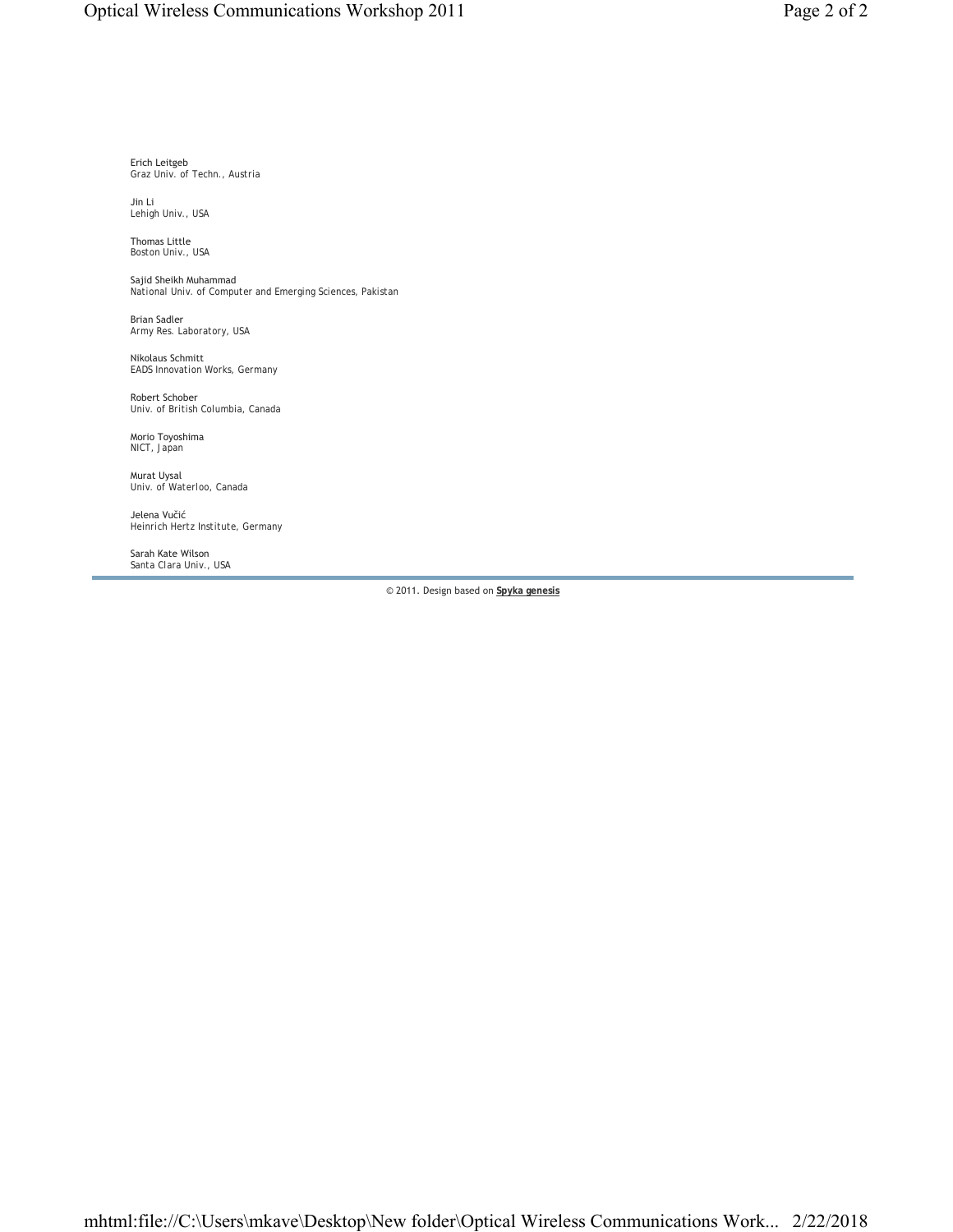Erich Leitgeb
Graz Univ. of Techn., Austria

Jin Li
Lehigh Univ., USA

Thomas Little
Boston Univ., USA

Sajid Sheikh Muhammad
National Univ. of Computer and Emerging Sciences, Pakistan

Brian Sadler
Army Res. Laboratory, USA

Nikolaus Schmitt
EADS Innovation Works, Germany

Robert Schober
Univ. of British Columbia, Canada

Morio Toyoshima
NICT, Japan

Murat Uysal
Univ. of Waterloo, Canada

Jelena Vučić
Heinrich Hertz Institute, Germany

Sarah Kate Wilson
Santa Clara Univ., USA

© 2011. Design based on **Spyka genesis**